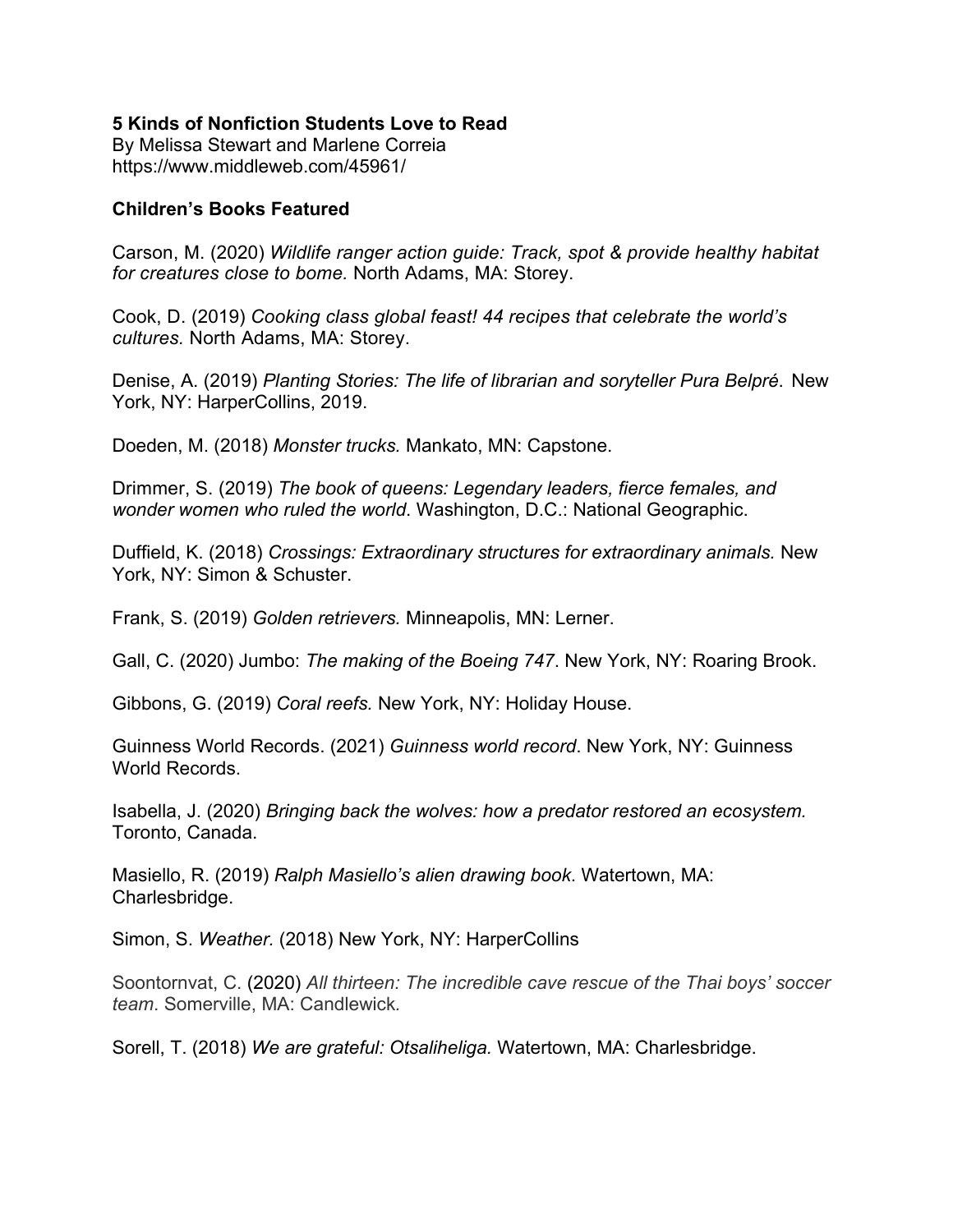**5 Kinds of Nonfiction Students Love to Read**
By Melissa Stewart and Marlene Correia
https://www.middleweb.com/45961/

**Children's Books Featured**

Carson, M. (2020) *Wildlife ranger action guide: Track, spot & provide healthy habitat for creatures close to bome.* North Adams, MA: Storey.

Cook, D. (2019) *Cooking class global feast! 44 recipes that celebrate the world's cultures.* North Adams, MA: Storey.

Denise, A. (2019) *Planting Stories: The life of librarian and soryteller Pura Belpré.* New York, NY: HarperCollins, 2019.

Doeden, M. (2018) *Monster trucks.* Mankato, MN: Capstone.

Drimmer, S. (2019) *The book of queens: Legendary leaders, fierce females, and wonder women who ruled the world*. Washington, D.C.: National Geographic.

Duffield, K. (2018) *Crossings: Extraordinary structures for extraordinary animals.* New York, NY: Simon & Schuster.

Frank, S. (2019) *Golden retrievers.* Minneapolis, MN: Lerner.

Gall, C. (2020) Jumbo: *The making of the Boeing 747*. New York, NY: Roaring Brook.

Gibbons, G. (2019) *Coral reefs.* New York, NY: Holiday House.

Guinness World Records. (2021) *Guinness world record*. New York, NY: Guinness World Records.

Isabella, J. (2020) *Bringing back the wolves: how a predator restored an ecosystem.* Toronto, Canada.

Masiello, R. (2019) *Ralph Masiello's alien drawing book*. Watertown, MA: Charlesbridge.

Simon, S. *Weather.* (2018) New York, NY: HarperCollins

Soontornvat, C. (2020) *All thirteen: The incredible cave rescue of the Thai boys' soccer team*. Somerville, MA: Candlewick.

Sorell, T. (2018) *We are grateful: Otsaliheliga.* Watertown, MA: Charlesbridge.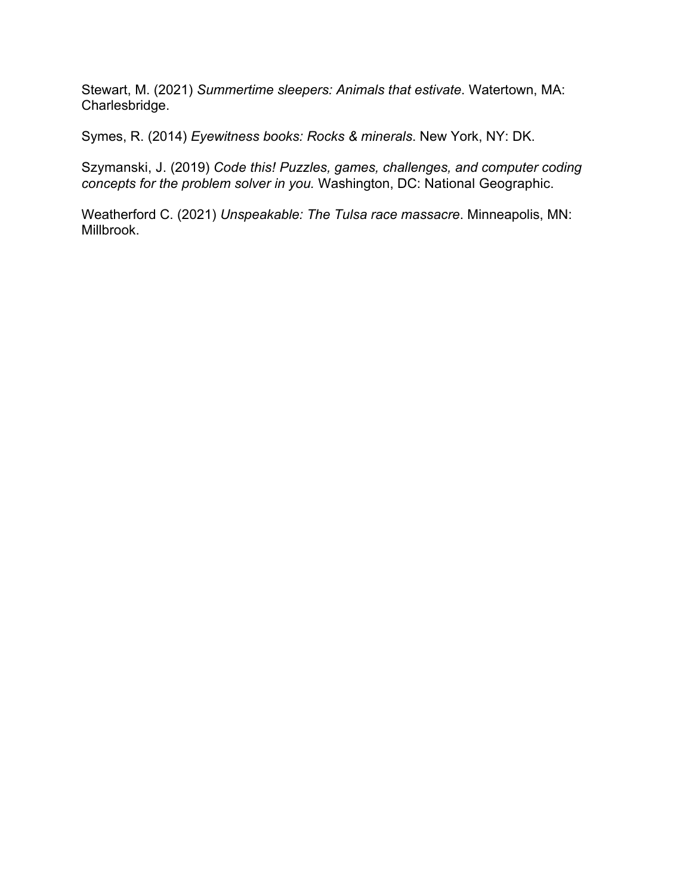Stewart, M. (2021) *Summertime sleepers: Animals that estivate*. Watertown, MA: Charlesbridge.

Symes, R. (2014) *Eyewitness books: Rocks & minerals*. New York, NY: DK.

Szymanski, J. (2019) *Code this! Puzzles, games, challenges, and computer coding concepts for the problem solver in you.* Washington, DC: National Geographic.

Weatherford C. (2021) *Unspeakable: The Tulsa race massacre*. Minneapolis, MN: Millbrook.